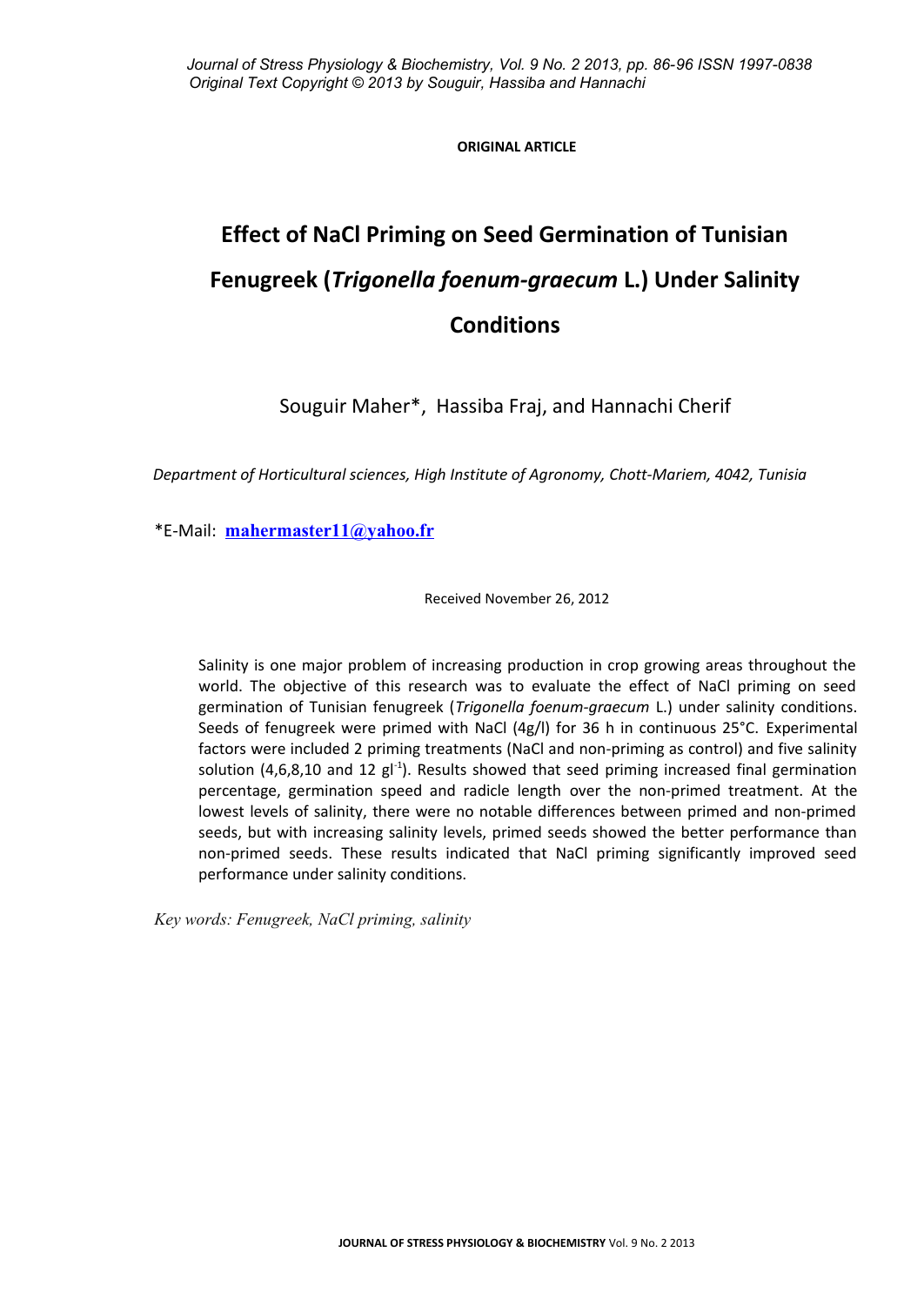ORIGINAL ARTICLE

# Effect of NaCl Priming on Seed Germination of Tunisian Fenugreek (*Trigonella foenum-graecum* L.) Under Salinity Conditions

Souguir Maher*, Hassiba Fraj, and Hannachi Cherif

*Department of Horticultural sciences, High Institute of Agronomy, Chott-Mariem, 4042, Tunisia*

*E-Mail: **mahermaster11@yahoo.fr**

Received November 26, 2012

Salinity is one major problem of increasing production in crop growing areas throughout the world. The objective of this research was to evaluate the effect of NaCl priming on seed germination of Tunisian fenugreek (*Trigonella foenum-graecum* L.) under salinity conditions. Seeds of fenugreek were primed with NaCl (4g/l) for 36 h in continuous 25°C. Experimental factors were included 2 priming treatments (NaCl and non-priming as control) and five salinity solution (4,6,8,10 and 12 $gl^{-1}$). Results showed that seed priming increased final germination percentage, germination speed and radicle length over the non-primed treatment. At the lowest levels of salinity, there were no notable differences between primed and non-primed seeds, but with increasing salinity levels, primed seeds showed the better performance than non-primed seeds. These results indicated that NaCl priming significantly improved seed performance under salinity conditions.

*Key words: Fenugreek, NaCl priming, salinity*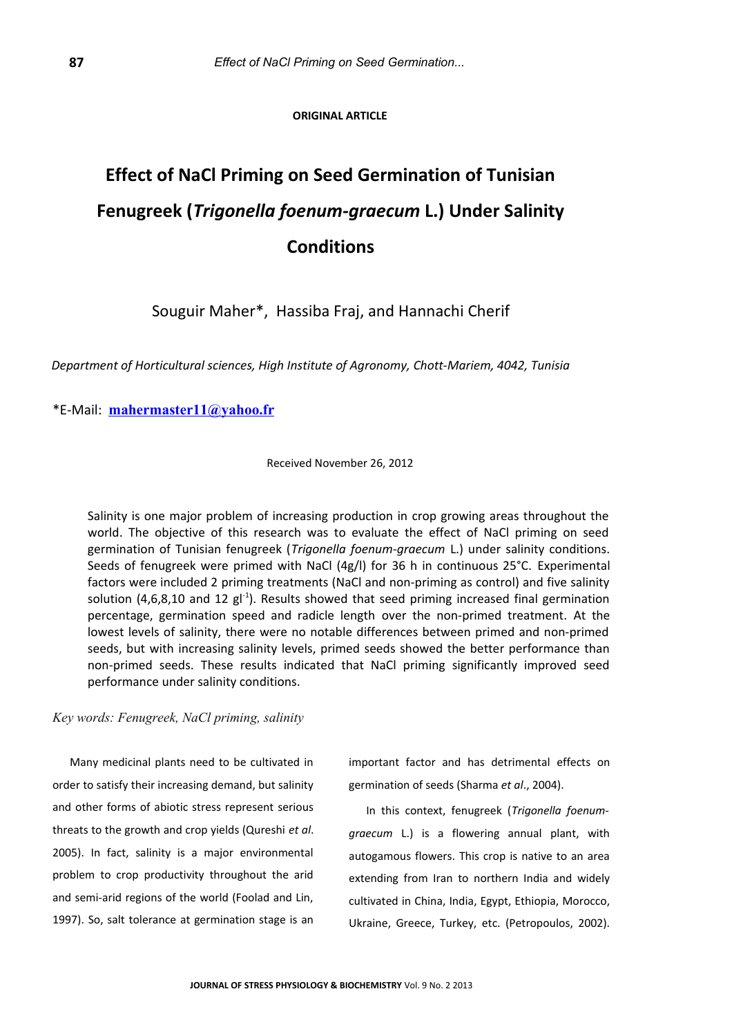**ORIGINAL ARTICLE**

# Effect of NaCl Priming on Seed Germination of Tunisian Fenugreek (*Trigonella foenum-graecum* L.) Under Salinity Conditions

Souguir Maher*, Hassiba Fraj, and Hannachi Cherif

*Department of Horticultural sciences, High Institute of Agronomy, Chott-Mariem, 4042, Tunisia*

*E-Mail: **mahermaster11@yahoo.fr**

Received November 26, 2012

Salinity is one major problem of increasing production in crop growing areas throughout the world. The objective of this research was to evaluate the effect of NaCl priming on seed germination of Tunisian fenugreek (*Trigonella foenum-graecum* L.) under salinity conditions. Seeds of fenugreek were primed with NaCl (4g/l) for 36 h in continuous 25°C. Experimental factors were included 2 priming treatments (NaCl and non-priming as control) and five salinity solution (4,6,8,10 and 12 $gl^{-1}$). Results showed that seed priming increased final germination percentage, germination speed and radicle length over the non-primed treatment. At the lowest levels of salinity, there were no notable differences between primed and non-primed seeds, but with increasing salinity levels, primed seeds showed the better performance than non-primed seeds. These results indicated that NaCl priming significantly improved seed performance under salinity conditions.

*Key words: Fenugreek, NaCl priming, salinity*

Many medicinal plants need to be cultivated in order to satisfy their increasing demand, but salinity and other forms of abiotic stress represent serious threats to the growth and crop yields (Qureshi *et al*. 2005). In fact, salinity is a major environmental problem to crop productivity throughout the arid and semi-arid regions of the world (Foolad and Lin, 1997). So, salt tolerance at germination stage is an important factor and has detrimental effects on germination of seeds (Sharma *et al*., 2004).

In this context, fenugreek (*Trigonella foenum-graecum* L.) is a flowering annual plant, with autogamous flowers. This crop is native to an area extending from Iran to northern India and widely cultivated in China, India, Egypt, Ethiopia, Morocco, Ukraine, Greece, Turkey, etc. (Petropoulos, 2002).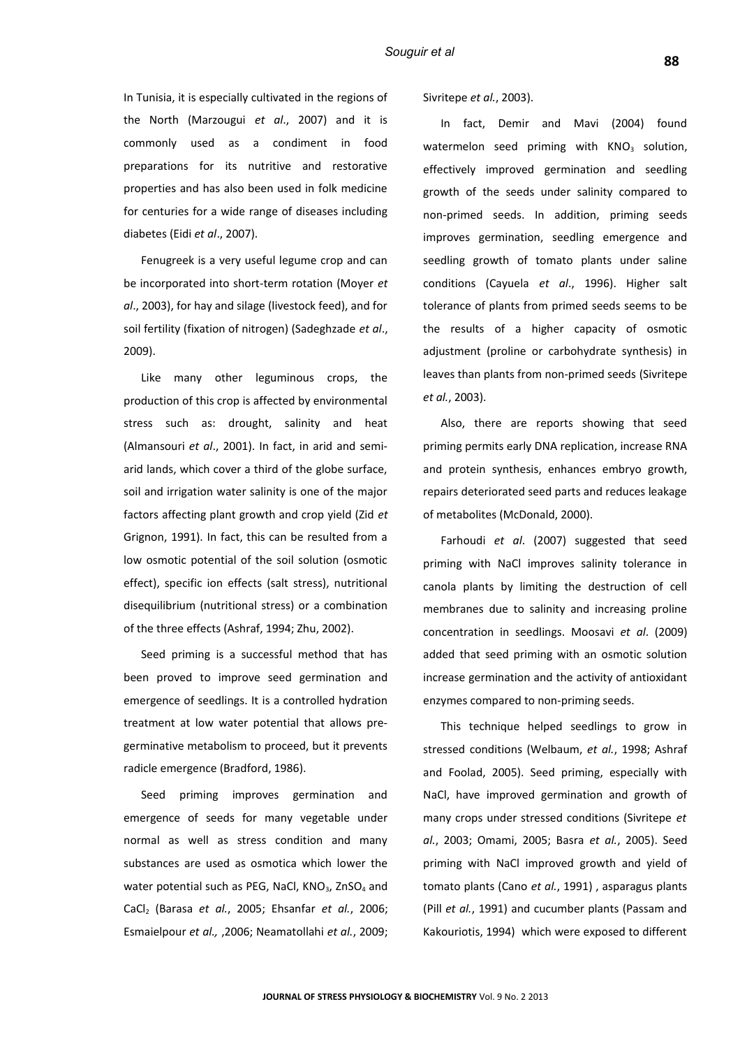In Tunisia, it is especially cultivated in the regions of the North (Marzougui *et al*., 2007) and it is commonly used as a condiment in food preparations for its nutritive and restorative properties and has also been used in folk medicine for centuries for a wide range of diseases including diabetes (Eidi *et al*., 2007).

Fenugreek is a very useful legume crop and can be incorporated into short-term rotation (Moyer *et al*., 2003), for hay and silage (livestock feed), and for soil fertility (fixation of nitrogen) (Sadeghzade *et al*., 2009).

Like many other leguminous crops, the production of this crop is affected by environmental stress such as: drought, salinity and heat (Almansouri *et al*., 2001). In fact, in arid and semi-arid lands, which cover a third of the globe surface, soil and irrigation water salinity is one of the major factors affecting plant growth and crop yield (Zid *et* Grignon, 1991). In fact, this can be resulted from a low osmotic potential of the soil solution (osmotic effect), specific ion effects (salt stress), nutritional disequilibrium (nutritional stress) or a combination of the three effects (Ashraf, 1994; Zhu, 2002).

Seed priming is a successful method that has been proved to improve seed germination and emergence of seedlings. It is a controlled hydration treatment at low water potential that allows pre-germinative metabolism to proceed, but it prevents radicle emergence (Bradford, 1986).

Seed priming improves germination and emergence of seeds for many vegetable under normal as well as stress condition and many substances are used as osmotica which lower the water potential such as PEG, NaCl, $KNO_3$, $ZnSO_4$ and $CaCl_2$ (Barasa *et al.*, 2005; Ehsanfar *et al.*, 2006; Esmaielpour *et al.,* ,2006; Neamatollahi *et al.*, 2009; Sivritepe *et al.*, 2003).

In fact, Demir and Mavi (2004) found watermelon seed priming with $KNO_3$ solution, effectively improved germination and seedling growth of the seeds under salinity compared to non-primed seeds. In addition, priming seeds improves germination, seedling emergence and seedling growth of tomato plants under saline conditions (Cayuela *et al*., 1996). Higher salt tolerance of plants from primed seeds seems to be the results of a higher capacity of osmotic adjustment (proline or carbohydrate synthesis) in leaves than plants from non-primed seeds (Sivritepe *et al.*, 2003).

Also, there are reports showing that seed priming permits early DNA replication, increase RNA and protein synthesis, enhances embryo growth, repairs deteriorated seed parts and reduces leakage of metabolites (McDonald, 2000).

Farhoudi *et al*. (2007) suggested that seed priming with NaCl improves salinity tolerance in canola plants by limiting the destruction of cell membranes due to salinity and increasing proline concentration in seedlings. Moosavi *et al*. (2009) added that seed priming with an osmotic solution increase germination and the activity of antioxidant enzymes compared to non-priming seeds.

This technique helped seedlings to grow in stressed conditions (Welbaum, *et al.*, 1998; Ashraf and Foolad, 2005). Seed priming, especially with NaCl, have improved germination and growth of many crops under stressed conditions (Sivritepe *et al.*, 2003; Omami, 2005; Basra *et al.*, 2005). Seed priming with NaCl improved growth and yield of tomato plants (Cano *et al.*, 1991) , asparagus plants (Pill *et al.*, 1991) and cucumber plants (Passam and Kakouriotis, 1994) which were exposed to different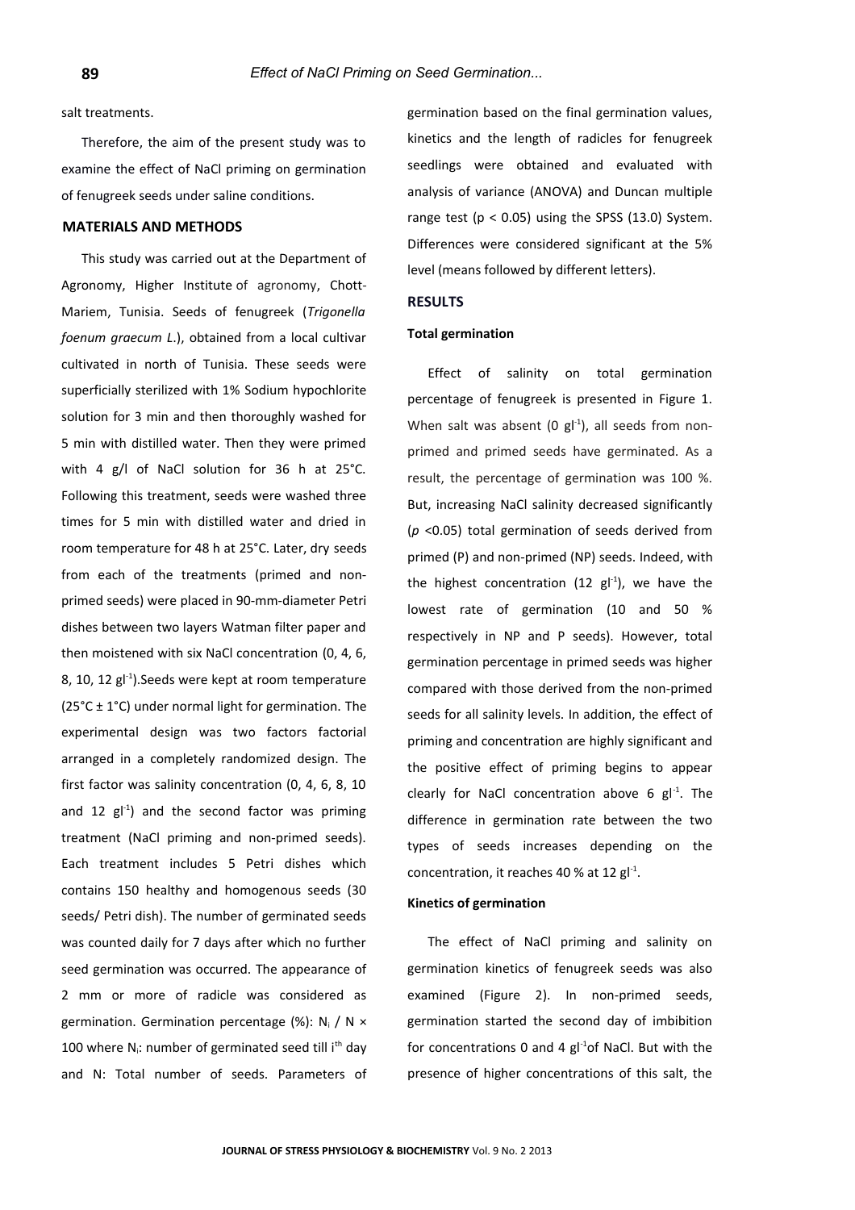salt treatments.

Therefore, the aim of the present study was to examine the effect of NaCl priming on germination of fenugreek seeds under saline conditions.

## MATERIALS AND METHODS

This study was carried out at the Department of Agronomy, Higher Institute of agronomy, Chott-Mariem, Tunisia. Seeds of fenugreek (*Trigonella foenum graecum L*.), obtained from a local cultivar cultivated in north of Tunisia. These seeds were superficially sterilized with 1% Sodium hypochlorite solution for 3 min and then thoroughly washed for 5 min with distilled water. Then they were primed with 4 g/l of NaCl solution for 36 h at 25°C. Following this treatment, seeds were washed three times for 5 min with distilled water and dried in room temperature for 48 h at 25°C. Later, dry seeds from each of the treatments (primed and non-primed seeds) were placed in 90-mm-diameter Petri dishes between two layers Watman filter paper and then moistened with six NaCl concentration (0, 4, 6, 8, 10, 12 $gl^{-1}$).Seeds were kept at room temperature (25°C ± 1°C) under normal light for germination. The experimental design was two factors factorial arranged in a completely randomized design. The first factor was salinity concentration (0, 4, 6, 8, 10 and 12 $gl^{-1}$) and the second factor was priming treatment (NaCl priming and non-primed seeds). Each treatment includes 5 Petri dishes which contains 150 healthy and homogenous seeds (30 seeds/ Petri dish). The number of germinated seeds was counted daily for 7 days after which no further seed germination was occurred. The appearance of 2 mm or more of radicle was considered as germination. Germination percentage (%): $N_i$ / N × 100 where $N_i$: number of germinated seed till $i^{th}$ day and N: Total number of seeds. Parameters of germination based on the final germination values, kinetics and the length of radicles for fenugreek seedlings were obtained and evaluated with analysis of variance (ANOVA) and Duncan multiple range test ($p < 0.05$) using the SPSS (13.0) System. Differences were considered significant at the 5% level (means followed by different letters).

## RESULTS

### Total germination

Effect of salinity on total germination percentage of fenugreek is presented in Figure 1. When salt was absent (0 $gl^{-1}$), all seeds from non-primed and primed seeds have germinated. As a result, the percentage of germination was 100 %. But, increasing NaCl salinity decreased significantly ($p$ <0.05) total germination of seeds derived from primed (P) and non-primed (NP) seeds. Indeed, with the highest concentration (12 $gl^{-1}$), we have the lowest rate of germination (10 and 50 % respectively in NP and P seeds). However, total germination percentage in primed seeds was higher compared with those derived from the non-primed seeds for all salinity levels. In addition, the effect of priming and concentration are highly significant and the positive effect of priming begins to appear clearly for NaCl concentration above 6 $gl^{-1}$. The difference in germination rate between the two types of seeds increases depending on the concentration, it reaches 40 % at 12 $gl^{-1}$.

### Kinetics of germination

The effect of NaCl priming and salinity on germination kinetics of fenugreek seeds was also examined (Figure 2). In non-primed seeds, germination started the second day of imbibition for concentrations 0 and 4 $gl^{-1}$of NaCl. But with the presence of higher concentrations of this salt, the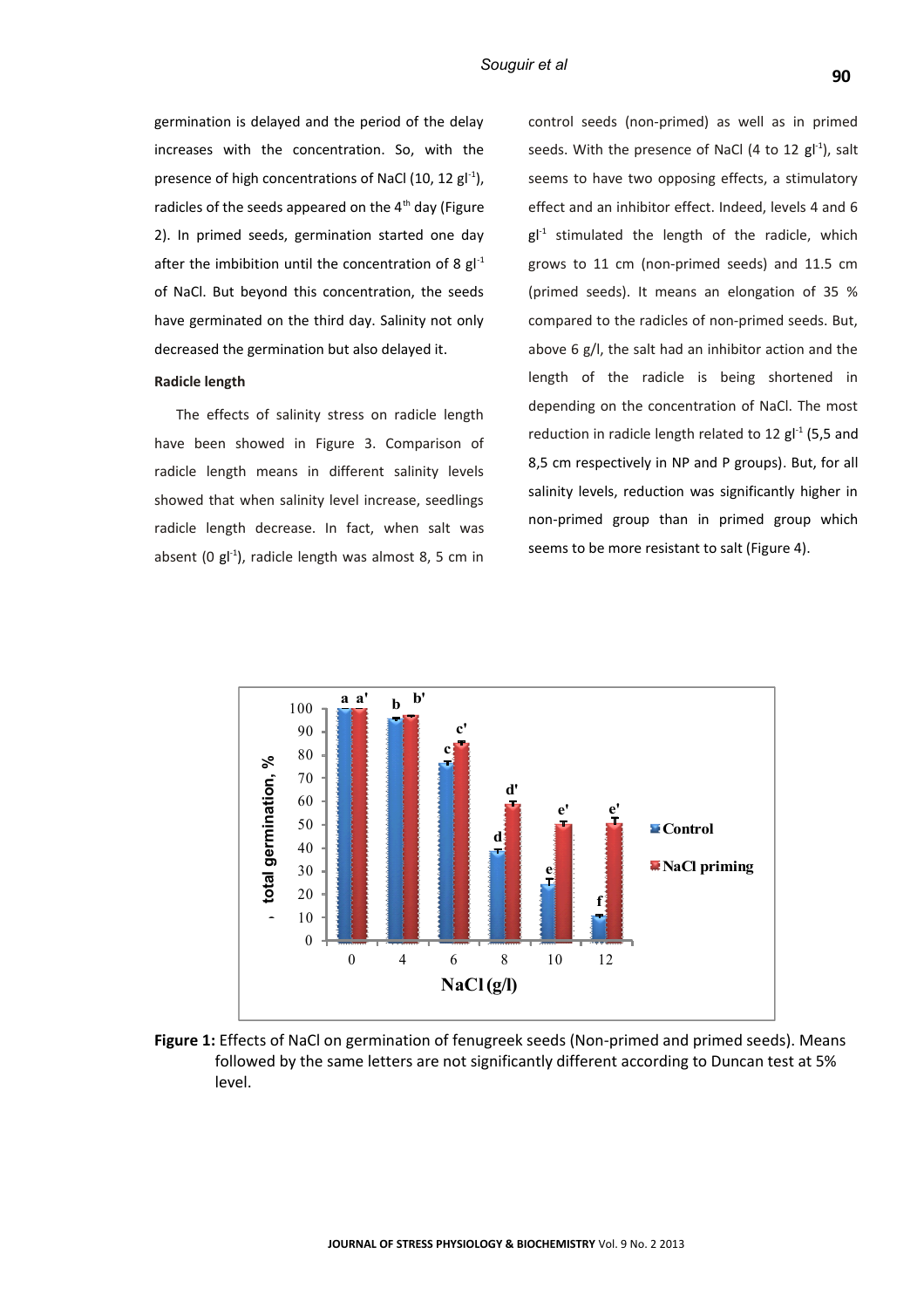germination is delayed and the period of the delay increases with the concentration. So, with the presence of high concentrations of NaCl (10, 12 $gl^{-1}$), radicles of the seeds appeared on the 4th day (Figure 2). In primed seeds, germination started one day after the imbibition until the concentration of 8 $gl^{-1}$ of NaCl. But beyond this concentration, the seeds have germinated on the third day. Salinity not only decreased the germination but also delayed it.

**Radicle length**

The effects of salinity stress on radicle length have been showed in Figure 3. Comparison of radicle length means in different salinity levels showed that when salinity level increase, seedlings radicle length decrease. In fact, when salt was absent (0 $gl^{-1}$), radicle length was almost 8, 5 cm in control seeds (non-primed) as well as in primed seeds. With the presence of NaCl (4 to 12 $gl^{-1}$), salt seems to have two opposing effects, a stimulatory effect and an inhibitor effect. Indeed, levels 4 and 6 $gl^{-1}$ stimulated the length of the radicle, which grows to 11 cm (non-primed seeds) and 11.5 cm (primed seeds). It means an elongation of 35 % compared to the radicles of non-primed seeds. But, above 6 g/l, the salt had an inhibitor action and the length of the radicle is being shortened in depending on the concentration of NaCl. The most reduction in radicle length related to 12 $gl^{-1}$ (5,5 and 8,5 cm respectively in NP and P groups). But, for all salinity levels, reduction was significantly higher in non-primed group than in primed group which seems to be more resistant to salt (Figure 4).

**Figure 1:** Effects of NaCl on germination of fenugreek seeds (Non-primed and primed seeds). Means followed by the same letters are not significantly different according to Duncan test at 5% level.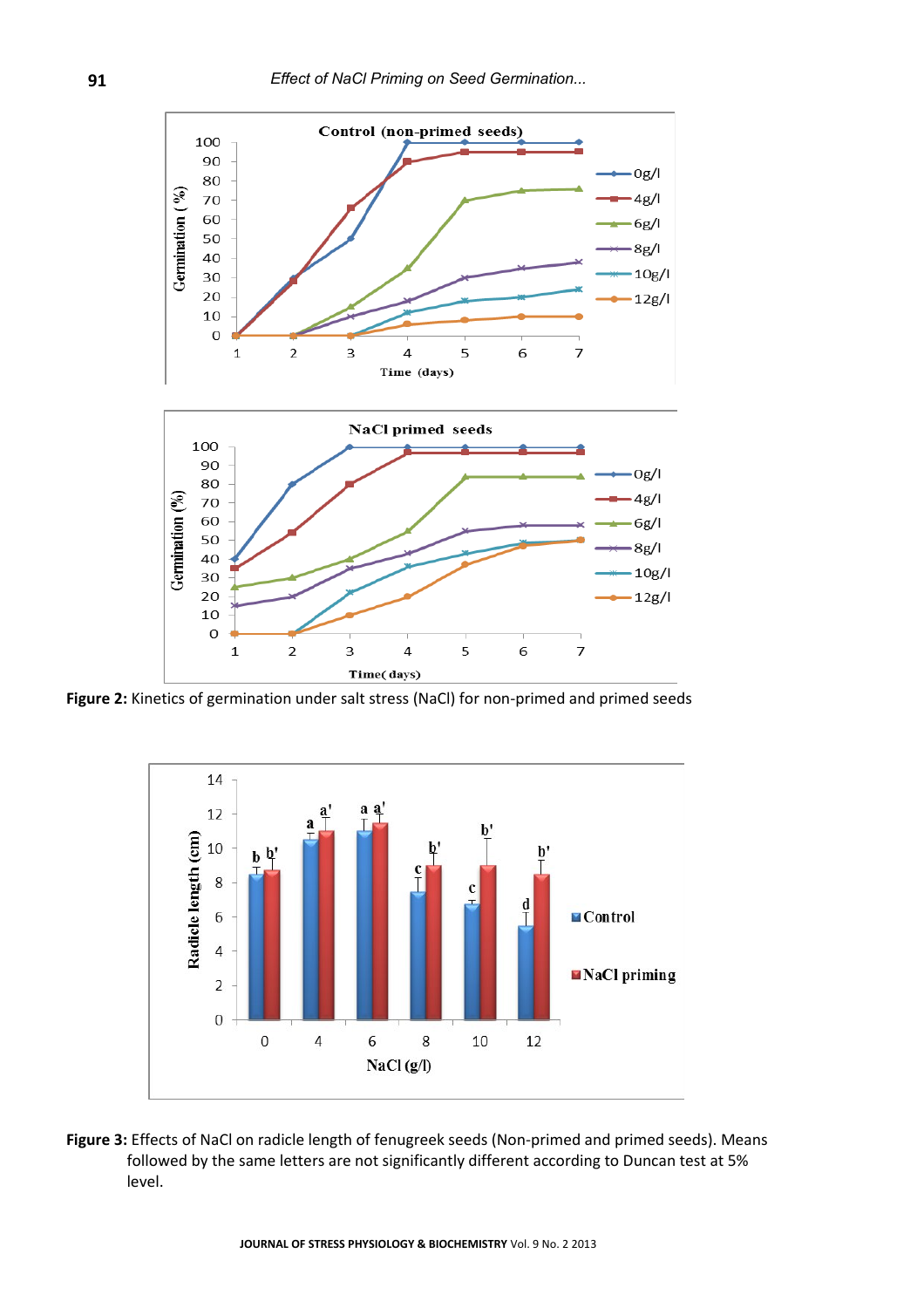**Figure 2:** Kinetics of germination under salt stress (NaCl) for non-primed and primed seeds

**Figure 3:** Effects of NaCl on radicle length of fenugreek seeds (Non-primed and primed seeds). Means followed by the same letters are not significantly different according to Duncan test at 5% level.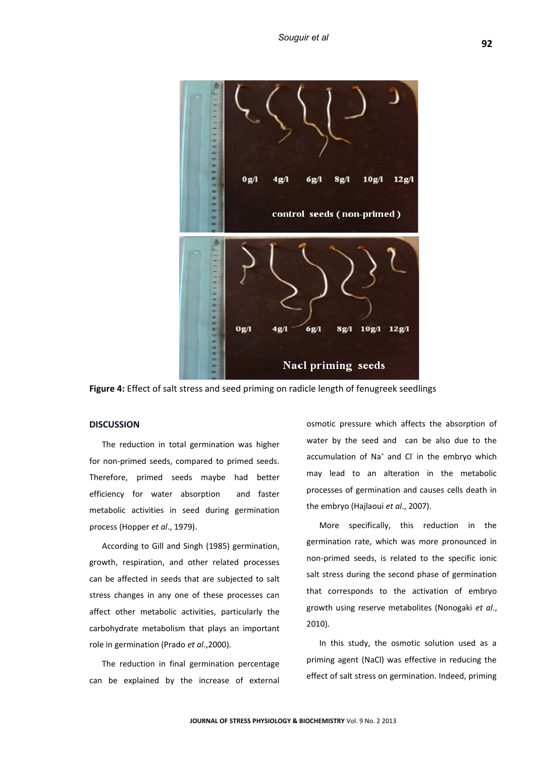**Figure 4:** Effect of salt stress and seed priming on radicle length of fenugreek seedlings

## DISCUSSION

The reduction in total germination was higher for non-primed seeds, compared to primed seeds. Therefore, primed seeds maybe had better efficiency for water absorption and faster metabolic activities in seed during germination process (Hopper *et al*., 1979).

According to Gill and Singh (1985) germination, growth, respiration, and other related processes can be affected in seeds that are subjected to salt stress changes in any one of these processes can affect other metabolic activities, particularly the carbohydrate metabolism that plays an important role in germination (Prado *et al*.,2000).

The reduction in final germination percentage can be explained by the increase of external osmotic pressure which affects the absorption of water by the seed and can be also due to the accumulation of $Na^{+}$ and $Cl^{-}$ in the embryo which may lead to an alteration in the metabolic processes of germination and causes cells death in the embryo (Hajlaoui *et al*., 2007).

More specifically, this reduction in the germination rate, which was more pronounced in non-primed seeds, is related to the specific ionic salt stress during the second phase of germination that corresponds to the activation of embryo growth using reserve metabolites (Nonogaki *et al*., 2010).

In this study, the osmotic solution used as a priming agent (NaCl) was effective in reducing the effect of salt stress on germination. Indeed, priming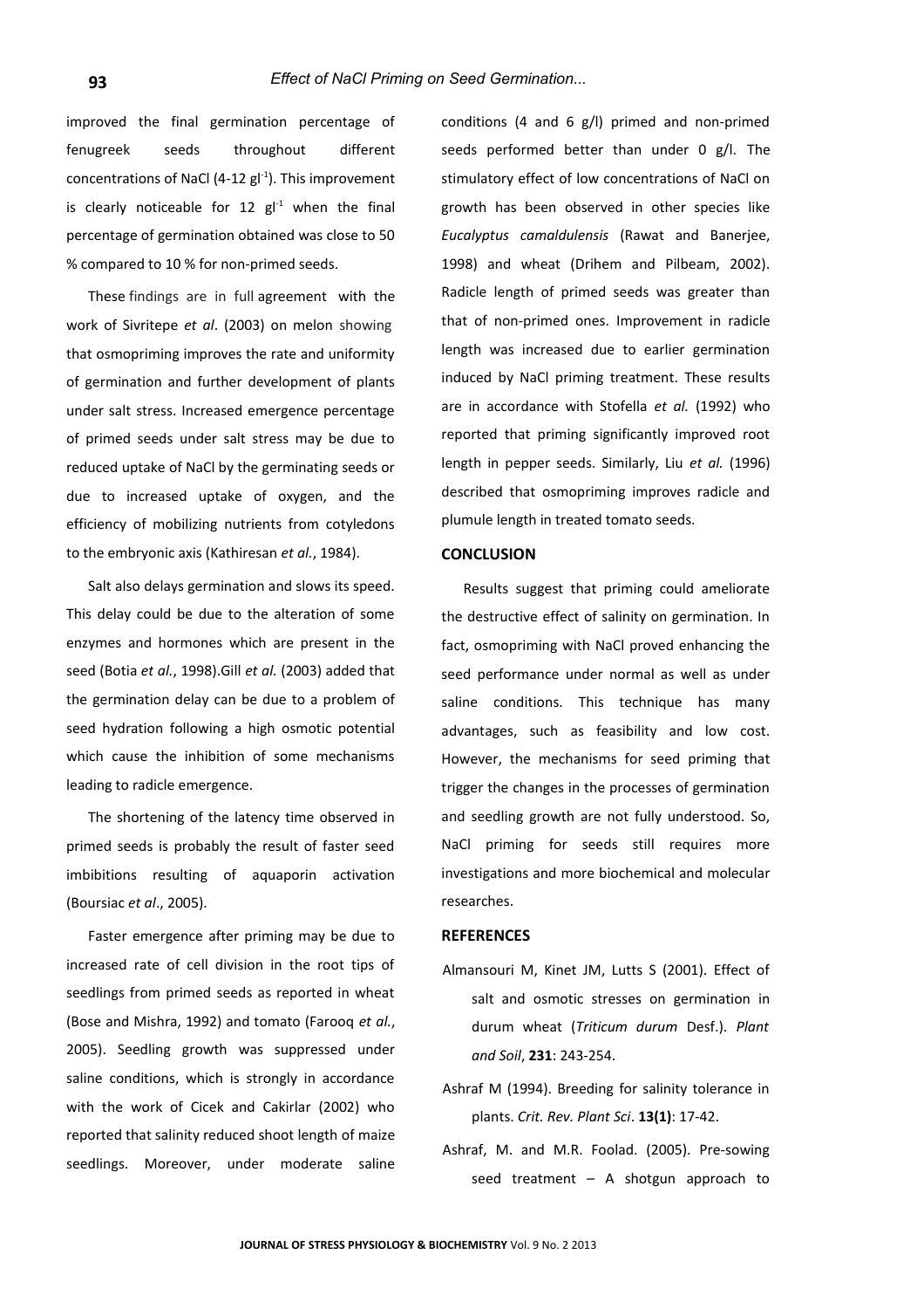improved the final germination percentage of fenugreek seeds throughout different concentrations of NaCl (4-12 $gl^{-1}$). This improvement is clearly noticeable for 12 $gl^{-1}$ when the final percentage of germination obtained was close to 50 % compared to 10 % for non-primed seeds.

These findings are in full agreement with the work of Sivritepe *et al*. (2003) on melon showing that osmopriming improves the rate and uniformity of germination and further development of plants under salt stress. Increased emergence percentage of primed seeds under salt stress may be due to reduced uptake of NaCl by the germinating seeds or due to increased uptake of oxygen, and the efficiency of mobilizing nutrients from cotyledons to the embryonic axis (Kathiresan *et al.*, 1984).

Salt also delays germination and slows its speed. This delay could be due to the alteration of some enzymes and hormones which are present in the seed (Botia *et al.*, 1998).Gill *et al.* (2003) added that the germination delay can be due to a problem of seed hydration following a high osmotic potential which cause the inhibition of some mechanisms leading to radicle emergence.

The shortening of the latency time observed in primed seeds is probably the result of faster seed imbibitions resulting of aquaporin activation (Boursiac *et al*., 2005).

Faster emergence after priming may be due to increased rate of cell division in the root tips of seedlings from primed seeds as reported in wheat (Bose and Mishra, 1992) and tomato (Farooq *et al.*, 2005). Seedling growth was suppressed under saline conditions, which is strongly in accordance with the work of Cicek and Cakirlar (2002) who reported that salinity reduced shoot length of maize seedlings. Moreover, under moderate saline conditions (4 and 6 g/l) primed and non-primed seeds performed better than under 0 g/l. The stimulatory effect of low concentrations of NaCl on growth has been observed in other species like *Eucalyptus camaldulensis* (Rawat and Banerjee, 1998) and wheat (Drihem and Pilbeam, 2002). Radicle length of primed seeds was greater than that of non-primed ones. Improvement in radicle length was increased due to earlier germination induced by NaCl priming treatment. These results are in accordance with Stofella *et al.* (1992) who reported that priming significantly improved root length in pepper seeds. Similarly, Liu *et al.* (1996) described that osmopriming improves radicle and plumule length in treated tomato seeds.

## CONCLUSION

Results suggest that priming could ameliorate the destructive effect of salinity on germination. In fact, osmopriming with NaCl proved enhancing the seed performance under normal as well as under saline conditions. This technique has many advantages, such as feasibility and low cost. However, the mechanisms for seed priming that trigger the changes in the processes of germination and seedling growth are not fully understood. So, NaCl priming for seeds still requires more investigations and more biochemical and molecular researches.

## REFERENCES

Almansouri M, Kinet JM, Lutts S (2001). Effect of salt and osmotic stresses on germination in durum wheat (*Triticum durum* Desf.). *Plant and Soil*, **231**: 243-254.

Ashraf M (1994). Breeding for salinity tolerance in plants. *Crit. Rev. Plant Sci*. **13(1)**: 17-42.

Ashraf, M. and M.R. Foolad. (2005). Pre-sowing seed treatment – A shotgun approach to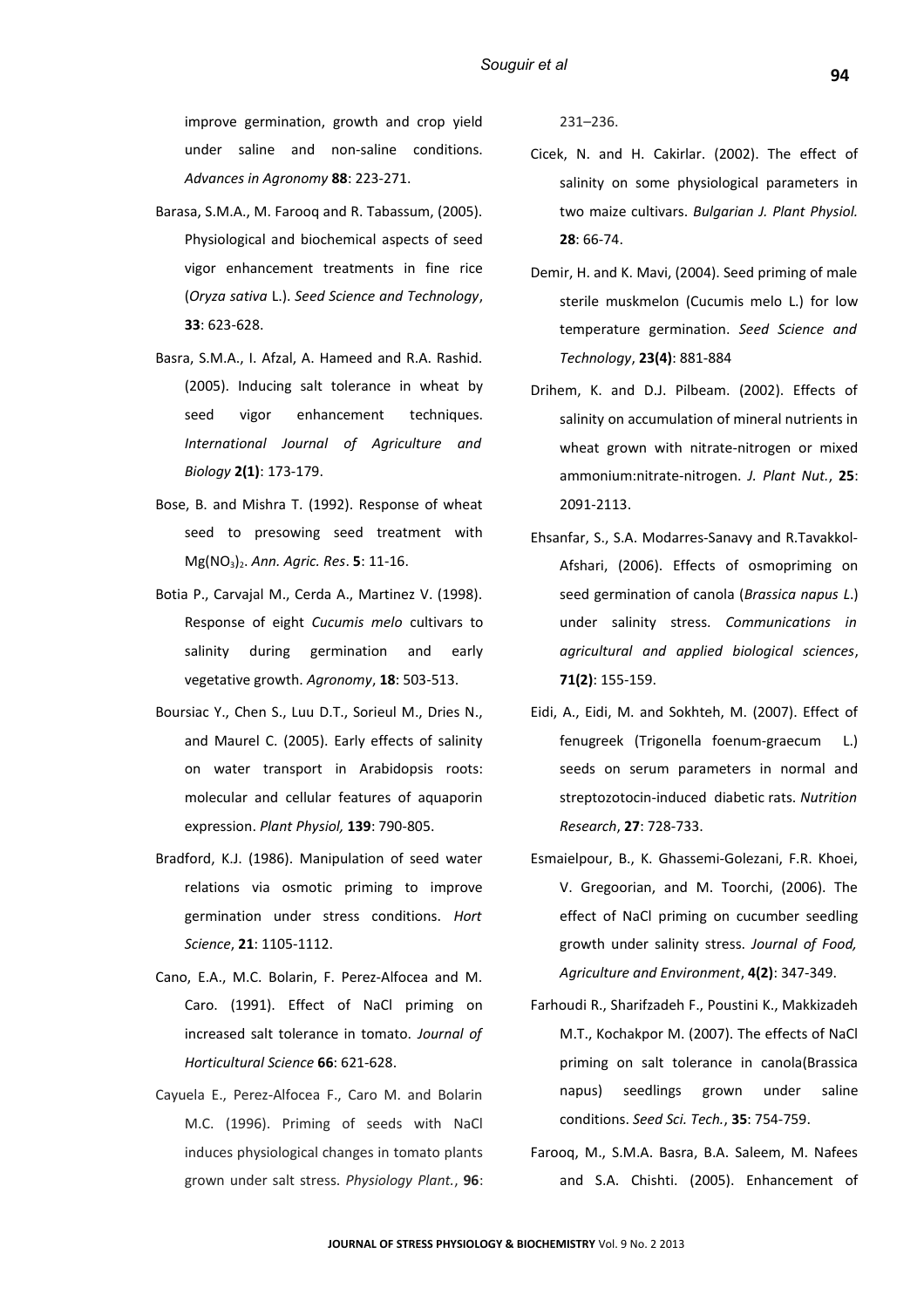improve germination, growth and crop yield under saline and non-saline conditions. *Advances in Agronomy* **88**: 223-271.

Barasa, S.M.A., M. Farooq and R. Tabassum, (2005). Physiological and biochemical aspects of seed vigor enhancement treatments in fine rice (*Oryza sativa* L.). *Seed Science and Technology*, **33**: 623-628.

Basra, S.M.A., I. Afzal, A. Hameed and R.A. Rashid. (2005). Inducing salt tolerance in wheat by seed vigor enhancement techniques. *International Journal of Agriculture and Biology* **2(1)**: 173-179.

Bose, B. and Mishra T. (1992). Response of wheat seed to presowing seed treatment with $Mg(NO_3)_2$. *Ann. Agric. Res*. **5**: 11-16.

Botia P., Carvajal M., Cerda A., Martinez V. (1998). Response of eight *Cucumis melo* cultivars to salinity during germination and early vegetative growth. *Agronomy*, **18**: 503-513.

Boursiac Y., Chen S., Luu D.T., Sorieul M., Dries N., and Maurel C. (2005). Early effects of salinity on water transport in Arabidopsis roots: molecular and cellular features of aquaporin expression. *Plant Physiol,* **139**: 790-805.

Bradford, K.J. (1986). Manipulation of seed water relations via osmotic priming to improve germination under stress conditions. *Hort Science*, **21**: 1105-1112.

Cano, E.A., M.C. Bolarin, F. Perez-Alfocea and M. Caro. (1991). Effect of NaCl priming on increased salt tolerance in tomato. *Journal of Horticultural Science* **66**: 621-628.

Cayuela E., Perez-Alfocea F., Caro M. and Bolarin M.C. (1996). Priming of seeds with NaCl induces physiological changes in tomato plants grown under salt stress. *Physiology Plant.*, **96**: 231–236.

Cicek, N. and H. Cakirlar. (2002). The effect of salinity on some physiological parameters in two maize cultivars. *Bulgarian J. Plant Physiol.* **28**: 66-74.

Demir, H. and K. Mavi, (2004). Seed priming of male sterile muskmelon (Cucumis melo L.) for low temperature germination. *Seed Science and Technology*, **23(4)**: 881-884

Drihem, K. and D.J. Pilbeam. (2002). Effects of salinity on accumulation of mineral nutrients in wheat grown with nitrate-nitrogen or mixed ammonium:nitrate-nitrogen. *J. Plant Nut.*, **25**: 2091-2113.

Ehsanfar, S., S.A. Modarres-Sanavy and R.Tavakkol-Afshari, (2006). Effects of osmopriming on seed germination of canola (*Brassica napus L*.) under salinity stress. *Communications in agricultural and applied biological sciences*, **71(2)**: 155-159.

Eidi, A., Eidi, M. and Sokhteh, M. (2007). Effect of fenugreek (Trigonella foenum-graecum L.) seeds on serum parameters in normal and streptozotocin-induced diabetic rats. *Nutrition Research*, **27**: 728-733.

Esmaielpour, B., K. Ghassemi-Golezani, F.R. Khoei, V. Gregoorian, and M. Toorchi, (2006). The effect of NaCl priming on cucumber seedling growth under salinity stress. *Journal of Food, Agriculture and Environment*, **4(2)**: 347-349.

Farhoudi R., Sharifzadeh F., Poustini K., Makkizadeh M.T., Kochakpor M. (2007). The effects of NaCl priming on salt tolerance in canola(Brassica napus) seedlings grown under saline conditions. *Seed Sci. Tech.*, **35**: 754-759.

Farooq, M., S.M.A. Basra, B.A. Saleem, M. Nafees and S.A. Chishti. (2005). Enhancement of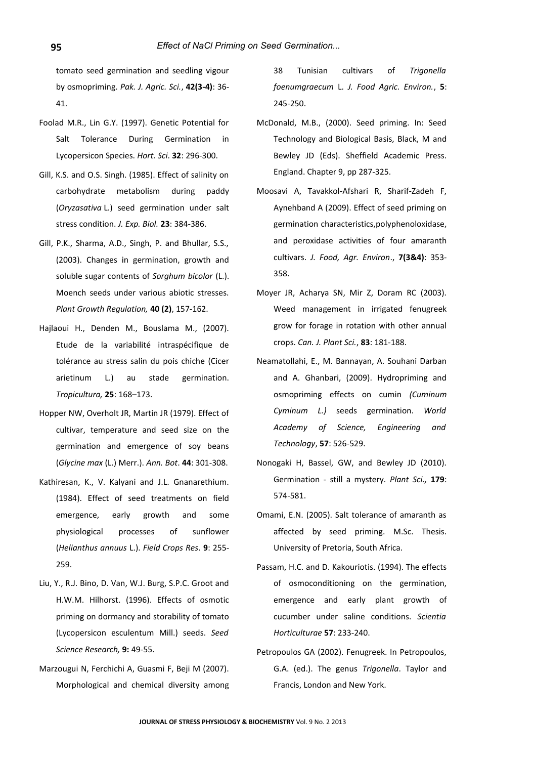tomato seed germination and seedling vigour by osmopriming. *Pak. J. Agric. Sci.*, **42(3-4)**: 36-41.

Foolad M.R., Lin G.Y. (1997). Genetic Potential for Salt Tolerance During Germination in Lycopersicon Species. *Hort. Sci*. **32**: 296-300.

Gill, K.S. and O.S. Singh. (1985). Effect of salinity on carbohydrate metabolism during paddy (*Oryzasativa* L.) seed germination under salt stress condition. *J. Exp. Biol.* **23**: 384-386.

Gill, P.K., Sharma, A.D., Singh, P. and Bhullar, S.S., (2003). Changes in germination, growth and soluble sugar contents of *Sorghum bicolor* (L.). Moench seeds under various abiotic stresses. *Plant Growth Regulation,* **40 (2)**, 157-162.

Hajlaoui H., Denden M., Bouslama M., (2007). Etude de la variabilité intraspécifique de tolérance au stress salin du pois chiche (Cicer arietinum L.) au stade germination. *Tropicultura,* **25**: 168–173.

Hopper NW, Overholt JR, Martin JR (1979). Effect of cultivar, temperature and seed size on the germination and emergence of soy beans (*Glycine max* (L.) Merr.). *Ann. Bot*. **44**: 301-308.

Kathiresan, K., V. Kalyani and J.L. Gnanarethium. (1984). Effect of seed treatments on field emergence, early growth and some physiological processes of sunflower (*Helianthus annuus* L.). *Field Crops Res*. **9**: 255-259.

Liu, Y., R.J. Bino, D. Van, W.J. Burg, S.P.C. Groot and H.W.M. Hilhorst. (1996). Effects of osmotic priming on dormancy and storability of tomato (Lycopersicon esculentum Mill.) seeds. *Seed Science Research,* **9:** 49-55.

Marzougui N, Ferchichi A, Guasmi F, Beji M (2007). Morphological and chemical diversity among 38 Tunisian cultivars of *Trigonella foenumgraecum* L. *J. Food Agric. Environ.*, **5**: 245-250.

McDonald, M.B., (2000). Seed priming. In: Seed Technology and Biological Basis, Black, M and Bewley JD (Eds). Sheffield Academic Press. England. Chapter 9, pp 287-325.

Moosavi A, Tavakkol-Afshari R, Sharif-Zadeh F, Aynehband A (2009). Effect of seed priming on germination characteristics,polyphenoloxidase, and peroxidase activities of four amaranth cultivars. *J. Food, Agr. Environ*., **7(3&4)**: 353-358.

Moyer JR, Acharya SN, Mir Z, Doram RC (2003). Weed management in irrigated fenugreek grow for forage in rotation with other annual crops. *Can. J. Plant Sci.*, **83**: 181-188.

Neamatollahi, E., M. Bannayan, A. Souhani Darban and A. Ghanbari, (2009). Hydropriming and osmopriming effects on cumin *(Cuminum Cyminum L.)* seeds germination. *World Academy of Science, Engineering and Technology*, **57**: 526-529.

Nonogaki H, Bassel, GW, and Bewley JD (2010). Germination - still a mystery. *Plant Sci.,* **179**: 574-581.

Omami, E.N. (2005). Salt tolerance of amaranth as affected by seed priming. M.Sc. Thesis. University of Pretoria, South Africa.

Passam, H.C. and D. Kakouriotis. (1994). The effects of osmoconditioning on the germination, emergence and early plant growth of cucumber under saline conditions. *Scientia Horticulturae* **57**: 233-240.

Petropoulos GA (2002). Fenugreek. In Petropoulos, G.A. (ed.). The genus *Trigonella*. Taylor and Francis, London and New York.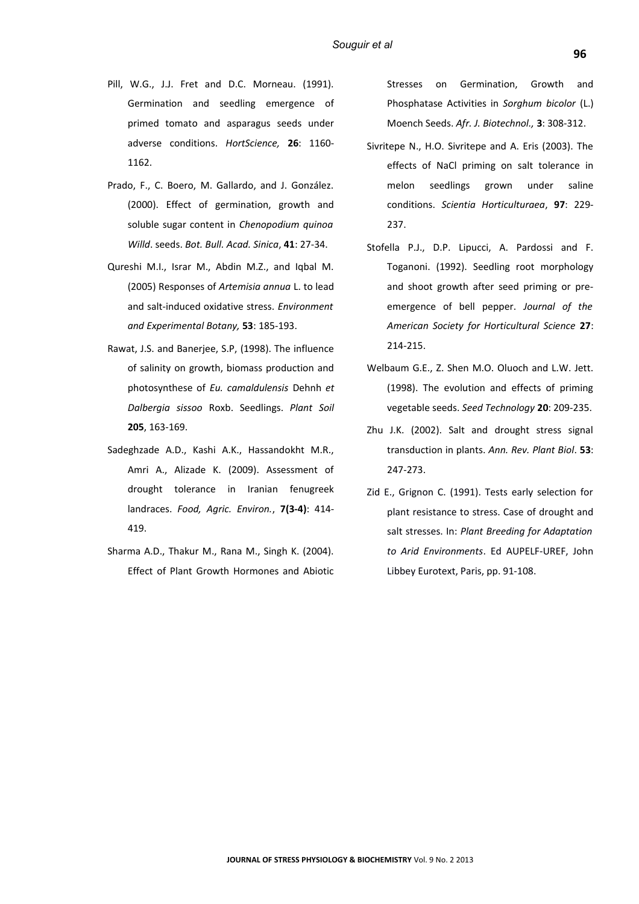Pill, W.G., J.J. Fret and D.C. Morneau. (1991). Germination and seedling emergence of primed tomato and asparagus seeds under adverse conditions. *HortScience,* **26**: 1160-1162.

Prado, F., C. Boero, M. Gallardo, and J. González. (2000). Effect of germination, growth and soluble sugar content in *Chenopodium quinoa Willd*. seeds. *Bot. Bull. Acad. Sinica*, **41**: 27-34.

Qureshi M.I., Israr M., Abdin M.Z., and Iqbal M. (2005) Responses of *Artemisia annua* L. to lead and salt-induced oxidative stress. *Environment and Experimental Botany,* **53**: 185-193.

Rawat, J.S. and Banerjee, S.P, (1998). The influence of salinity on growth, biomass production and photosynthese of *Eu. camaldulensis* Dehnh *et Dalbergia sissoo* Roxb. Seedlings. *Plant Soil* **205**, 163-169.

Sadeghzade A.D., Kashi A.K., Hassandokht M.R., Amri A., Alizade K. (2009). Assessment of drought tolerance in Iranian fenugreek landraces. *Food, Agric. Environ.*, **7(3-4)**: 414-419.

Sharma A.D., Thakur M., Rana M., Singh K. (2004). Effect of Plant Growth Hormones and Abiotic Stresses on Germination, Growth and Phosphatase Activities in *Sorghum bicolor* (L.) Moench Seeds. *Afr. J. Biotechnol.,* **3**: 308-312.

Sivritepe N., H.O. Sivritepe and A. Eris (2003). The effects of NaCl priming on salt tolerance in melon seedlings grown under saline conditions. *Scientia Horticulturaea*, **97**: 229-237.

Stofella P.J., D.P. Lipucci, A. Pardossi and F. Toganoni. (1992). Seedling root morphology and shoot growth after seed priming or pre-emergence of bell pepper. *Journal of the American Society for Horticultural Science* **27**: 214-215.

Welbaum G.E., Z. Shen M.O. Oluoch and L.W. Jett. (1998). The evolution and effects of priming vegetable seeds. *Seed Technology* **20**: 209-235.

Zhu J.K. (2002). Salt and drought stress signal transduction in plants. *Ann. Rev. Plant Biol*. **53**: 247-273.

Zid E., Grignon C. (1991). Tests early selection for plant resistance to stress. Case of drought and salt stresses. In: *Plant Breeding for Adaptation to Arid Environments*. Ed AUPELF-UREF, John Libbey Eurotext, Paris, pp. 91-108.